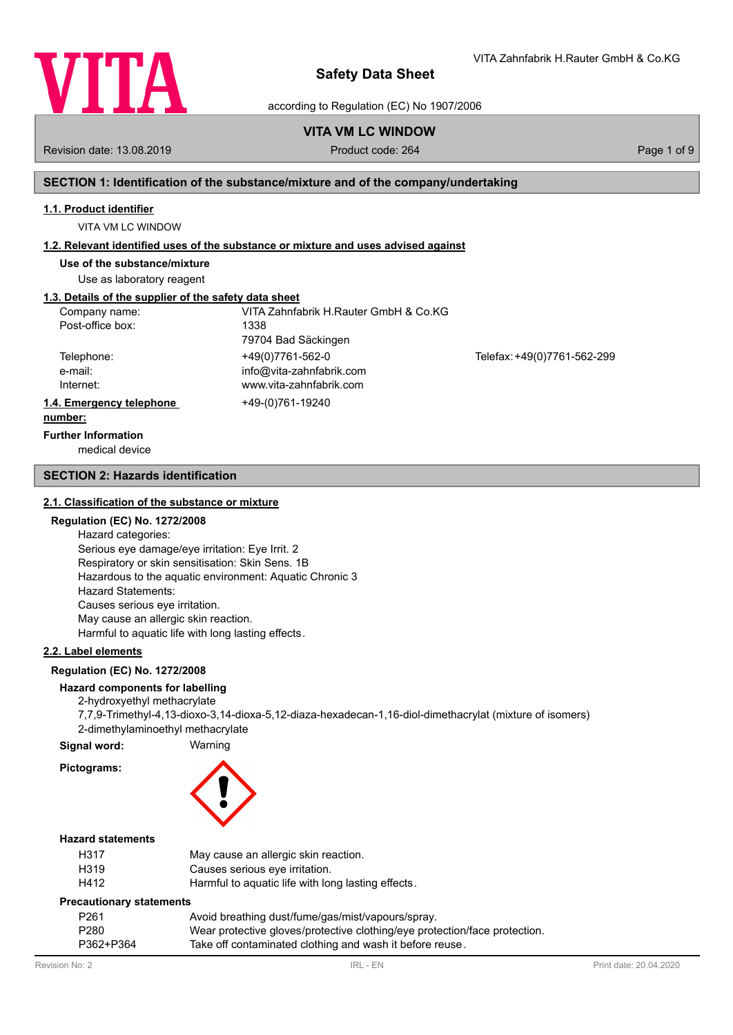# Safety Data Sheet

according to Regulation (EC) No 1907/2006

## VITA VM LC WINDOW

Revision date: 13.08.2019 | Product code: 264

## SECTION 1: Identification of the substance/mixture and of the company/undertaking

### 1.1. Product identifier

VITA VM LC WINDOW

### 1.2. Relevant identified uses of the substance or mixture and uses advised against

**Use of the substance/mixture**

Use as laboratory reagent

### 1.3. Details of the supplier of the safety data sheet

| | | |
|---|---|---|
| Company name: | VITA Zahnfabrik H.Rauter GmbH & Co.KG | |
| Post-office box: | 1338 | |
| | 79704 Bad Säckingen | |
| Telephone: | +49(0)7761-562-0 | Telefax: +49(0)7761-562-299 |
| e-mail: | info@vita-zahnfabrik.com | |
| Internet: | www.vita-zahnfabrik.com | |

### 1.4. Emergency telephone number:

+49-(0)761-19240

**Further Information**

medical device

## SECTION 2: Hazards identification

### 2.1. Classification of the substance or mixture

**Regulation (EC) No. 1272/2008**

Hazard categories:
Serious eye damage/eye irritation: Eye Irrit. 2
Respiratory or skin sensitisation: Skin Sens. 1B
Hazardous to the aquatic environment: Aquatic Chronic 3
Hazard Statements:
Causes serious eye irritation.
May cause an allergic skin reaction.
Harmful to aquatic life with long lasting effects.

### 2.2. Label elements

**Regulation (EC) No. 1272/2008**

**Hazard components for labelling**

2-hydroxyethyl methacrylate
7,7,9-Trimethyl-4,13-dioxo-3,14-dioxa-5,12-diaza-hexadecan-1,16-diol-dimethacrylat (mixture of isomers)
2-dimethylaminoethyl methacrylate

**Signal word:** Warning

**Pictograms:**

**Hazard statements**

| | |
|---|---|
| H317 | May cause an allergic skin reaction. |
| H319 | Causes serious eye irritation. |
| H412 | Harmful to aquatic life with long lasting effects. |

**Precautionary statements**

| | |
|---|---|
| P261 | Avoid breathing dust/fume/gas/mist/vapours/spray. |
| P280 | Wear protective gloves/protective clothing/eye protection/face protection. |
| P362+P364 | Take off contaminated clothing and wash it before reuse. |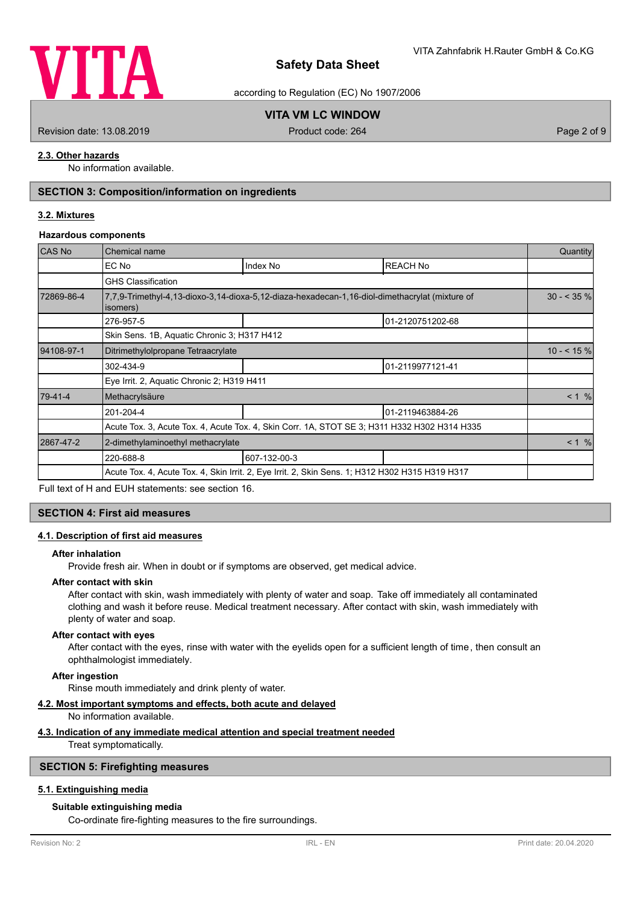### 2.3. Other hazards

No information available.

## SECTION 3: Composition/information on ingredients

### 3.2. Mixtures

**Hazardous components**

| CAS No | Chemical name | | | Quantity |
|---|---|---|---|---|
| | EC No | Index No | REACH No | |
| | GHS Classification | | | |
| 72869-86-4 | 7,7,9-Trimethyl-4,13-dioxo-3,14-dioxa-5,12-diaza-hexadecan-1,16-diol-dimethacrylat (mixture of isomers) | | | 30 - < 35 % |
| | 276-957-5 | | 01-2120751202-68 | |
| | Skin Sens. 1B, Aquatic Chronic 3; H317 H412 | | | |
| 94108-97-1 | Ditrimethylolpropane Tetraacrylate | | | 10 - < 15 % |
| | 302-434-9 | | 01-2119977121-41 | |
| | Eye Irrit. 2, Aquatic Chronic 2; H319 H411 | | | |
| 79-41-4 | Methacrylsäure | | | < 1 % |
| | 201-204-4 | | 01-2119463884-26 | |
| | Acute Tox. 3, Acute Tox. 4, Acute Tox. 4, Skin Corr. 1A, STOT SE 3; H311 H332 H302 H314 H335 | | | |
| 2867-47-2 | 2-dimethylaminoethyl methacrylate | | | < 1 % |
| | 220-688-8 | 607-132-00-3 | | |
| | Acute Tox. 4, Acute Tox. 4, Skin Irrit. 2, Eye Irrit. 2, Skin Sens. 1; H312 H302 H315 H319 H317 | | | |

Full text of H and EUH statements: see section 16.

## SECTION 4: First aid measures

### 4.1. Description of first aid measures

**After inhalation**

Provide fresh air. When in doubt or if symptoms are observed, get medical advice.

**After contact with skin**

After contact with skin, wash immediately with plenty of water and soap. Take off immediately all contaminated clothing and wash it before reuse. Medical treatment necessary. After contact with skin, wash immediately with plenty of water and soap.

**After contact with eyes**

After contact with the eyes, rinse with water with the eyelids open for a sufficient length of time, then consult an ophthalmologist immediately.

**After ingestion**

Rinse mouth immediately and drink plenty of water.

### 4.2. Most important symptoms and effects, both acute and delayed

No information available.

### 4.3. Indication of any immediate medical attention and special treatment needed

Treat symptomatically.

## SECTION 5: Firefighting measures

### 5.1. Extinguishing media

**Suitable extinguishing media**

Co-ordinate fire-fighting measures to the fire surroundings.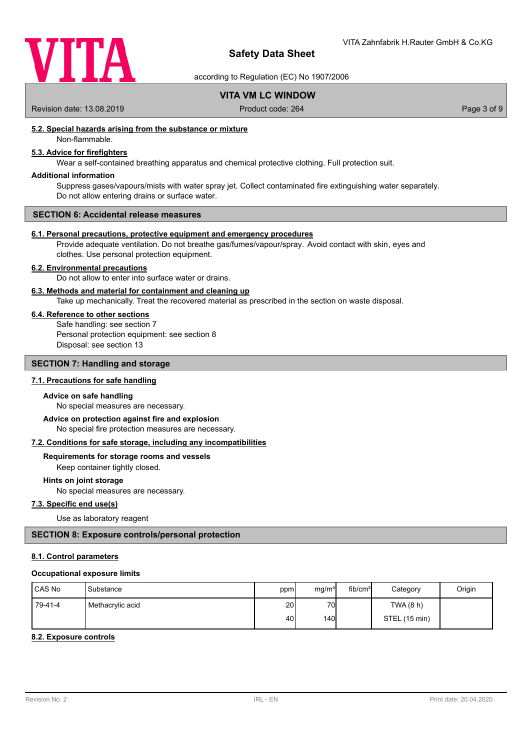### 5.2. Special hazards arising from the substance or mixture

Non-flammable.

### 5.3. Advice for firefighters

Wear a self-contained breathing apparatus and chemical protective clothing. Full protection suit.

**Additional information**

Suppress gases/vapours/mists with water spray jet. Collect contaminated fire extinguishing water separately. Do not allow entering drains or surface water.

## SECTION 6: Accidental release measures

### 6.1. Personal precautions, protective equipment and emergency procedures

Provide adequate ventilation. Do not breathe gas/fumes/vapour/spray. Avoid contact with skin, eyes and clothes. Use personal protection equipment.

### 6.2. Environmental precautions

Do not allow to enter into surface water or drains.

### 6.3. Methods and material for containment and cleaning up

Take up mechanically. Treat the recovered material as prescribed in the section on waste disposal.

### 6.4. Reference to other sections

Safe handling: see section 7
Personal protection equipment: see section 8
Disposal: see section 13

## SECTION 7: Handling and storage

### 7.1. Precautions for safe handling

**Advice on safe handling**

No special measures are necessary.

**Advice on protection against fire and explosion**

No special fire protection measures are necessary.

### 7.2. Conditions for safe storage, including any incompatibilities

**Requirements for storage rooms and vessels**

Keep container tightly closed.

**Hints on joint storage**

No special measures are necessary.

### 7.3. Specific end use(s)

Use as laboratory reagent

## SECTION 8: Exposure controls/personal protection

### 8.1. Control parameters

**Occupational exposure limits**

| CAS No | Substance | ppm | mg/m³ | fib/cm³ | Category | Origin |
|---|---|---|---|---|---|---|
| 79-41-4 | Methacrylic acid | 20 | 70 | | TWA (8 h) | |
| | | 40 | 140 | | STEL (15 min) | |

### 8.2. Exposure controls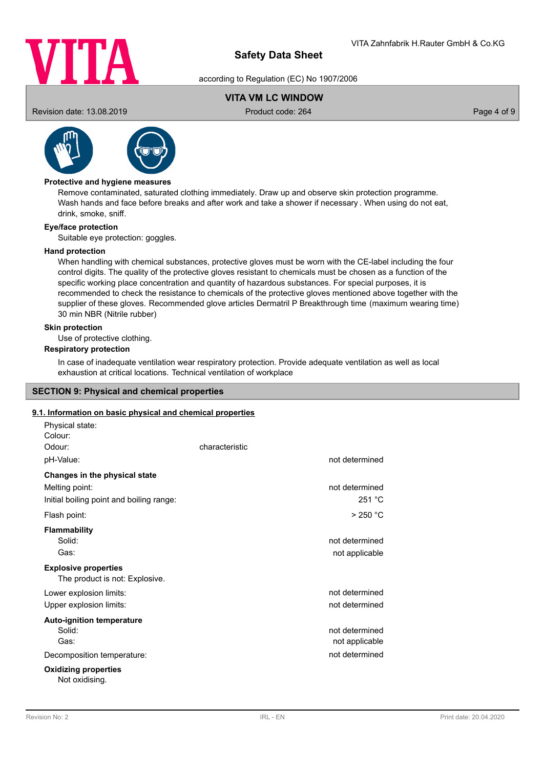**Protective and hygiene measures**

Remove contaminated, saturated clothing immediately. Draw up and observe skin protection programme. Wash hands and face before breaks and after work and take a shower if necessary . When using do not eat, drink, smoke, sniff.

**Eye/face protection**

Suitable eye protection: goggles.

**Hand protection**

When handling with chemical substances, protective gloves must be worn with the CE-label including the four control digits. The quality of the protective gloves resistant to chemicals must be chosen as a function of the specific working place concentration and quantity of hazardous substances. For special purposes, it is recommended to check the resistance to chemicals of the protective gloves mentioned above together with the supplier of these gloves. Recommended glove articles Dermatril P Breakthrough time (maximum wearing time) 30 min NBR (Nitrile rubber)

**Skin protection**

Use of protective clothing.

**Respiratory protection**

In case of inadequate ventilation wear respiratory protection. Provide adequate ventilation as well as local exhaustion at critical locations. Technical ventilation of workplace

## SECTION 9: Physical and chemical properties

### 9.1. Information on basic physical and chemical properties

Physical state:
Colour:
Odour: characteristic

| | |
|---|---|
| pH-Value: | not determined |
| **Changes in the physical state** | |
| Melting point: | not determined |
| Initial boiling point and boiling range: | 251 °C |
| Flash point: | > 250 °C |
| **Flammability** | |
| Solid: | not determined |
| Gas: | not applicable |

**Explosive properties**

The product is not: Explosive.

| | |
|---|---|
| Lower explosion limits: | not determined |
| Upper explosion limits: | not determined |
| **Auto-ignition temperature** | |
| Solid: | not determined |
| Gas: | not applicable |
| Decomposition temperature: | not determined |

**Oxidizing properties**

Not oxidising.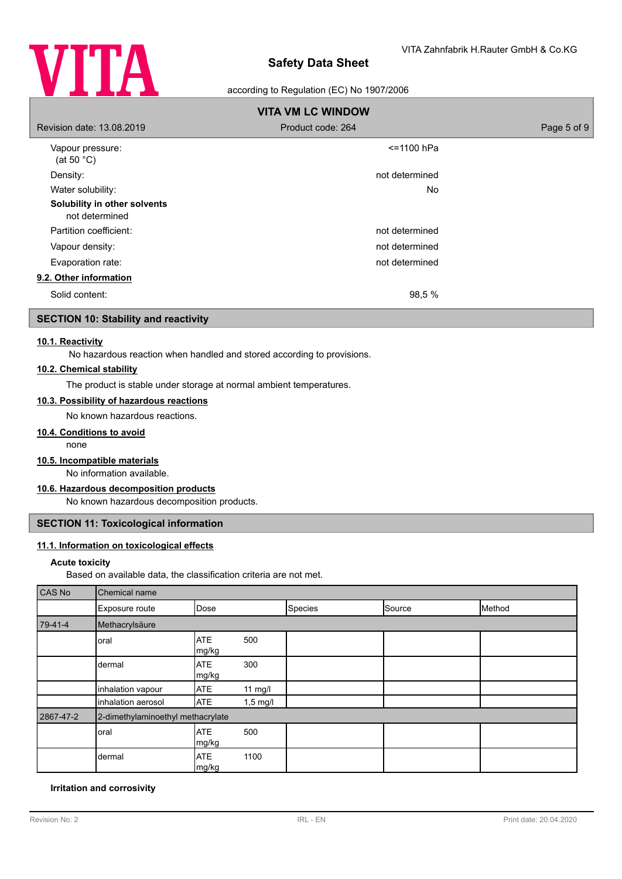| | |
|---|---|
| Vapour pressure: (at 50 °C) | <=1100 hPa |
| Density: | not determined |
| Water solubility: | No |

**Solubility in other solvents**

not determined

| | |
|---|---|
| Partition coefficient: | not determined |
| Vapour density: | not determined |
| Evaporation rate: | not determined |

**9.2. Other information**

| | |
|---|---|
| Solid content: | 98,5 % |

## SECTION 10: Stability and reactivity

**10.1. Reactivity**

No hazardous reaction when handled and stored according to provisions.

**10.2. Chemical stability**

The product is stable under storage at normal ambient temperatures.

**10.3. Possibility of hazardous reactions**

No known hazardous reactions.

**10.4. Conditions to avoid**

none

**10.5. Incompatible materials**

No information available.

**10.6. Hazardous decomposition products**

No known hazardous decomposition products.

## SECTION 11: Toxicological information

**11.1. Information on toxicological effects**

**Acute toxicity**

Based on available data, the classification criteria are not met.

| CAS No | Chemical name | | | | |
|---|---|---|---|---|---|
| | Exposure route | Dose | Species | Source | Method |
| 79-41-4 | Methacrylsäure | | | | |
| | oral | ATE 500 mg/kg | | | |
| | dermal | ATE 300 mg/kg | | | |
| | inhalation vapour | ATE 11 mg/l | | | |
| | inhalation aerosol | ATE 1,5 mg/l | | | |
| 2867-47-2 | 2-dimethylaminoethyl methacrylate | | | | |
| | oral | ATE 500 mg/kg | | | |
| | dermal | ATE 1100 mg/kg | | | |

**Irritation and corrosivity**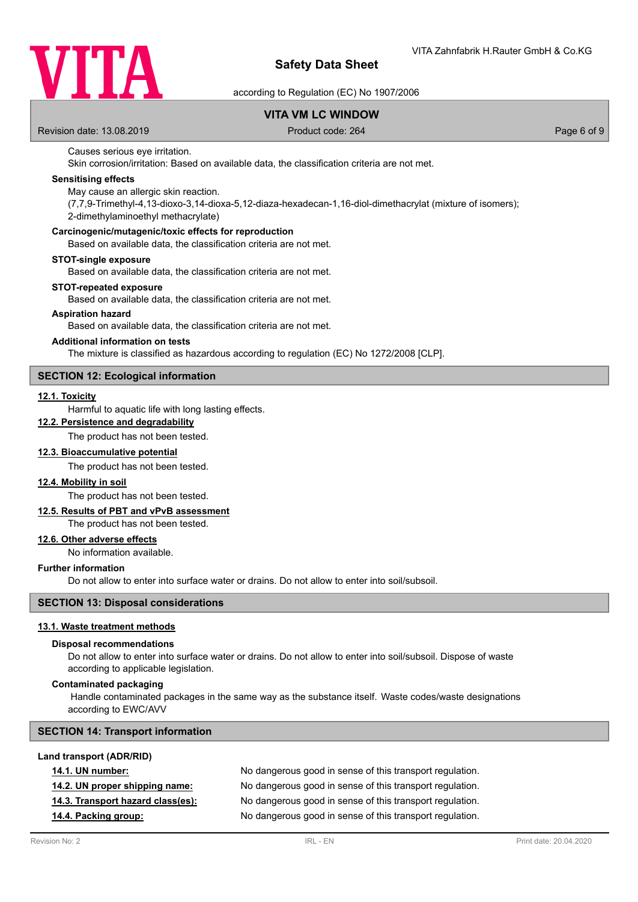Causes serious eye irritation.
Skin corrosion/irritation: Based on available data, the classification criteria are not met.

**Sensitising effects**

May cause an allergic skin reaction.
(7,7,9-Trimethyl-4,13-dioxo-3,14-dioxa-5,12-diaza-hexadecan-1,16-diol-dimethacrylat (mixture of isomers); 2-dimethylaminoethyl methacrylate)

**Carcinogenic/mutagenic/toxic effects for reproduction**

Based on available data, the classification criteria are not met.

**STOT-single exposure**

Based on available data, the classification criteria are not met.

**STOT-repeated exposure**

Based on available data, the classification criteria are not met.

**Aspiration hazard**

Based on available data, the classification criteria are not met.

**Additional information on tests**

The mixture is classified as hazardous according to regulation (EC) No 1272/2008 [CLP].

## SECTION 12: Ecological information

**12.1. Toxicity**

Harmful to aquatic life with long lasting effects.

**12.2. Persistence and degradability**

The product has not been tested.

**12.3. Bioaccumulative potential**

The product has not been tested.

**12.4. Mobility in soil**

The product has not been tested.

**12.5. Results of PBT and vPvB assessment**

The product has not been tested.

**12.6. Other adverse effects**

No information available.

**Further information**

Do not allow to enter into surface water or drains. Do not allow to enter into soil/subsoil.

## SECTION 13: Disposal considerations

**13.1. Waste treatment methods**

**Disposal recommendations**

Do not allow to enter into surface water or drains. Do not allow to enter into soil/subsoil. Dispose of waste according to applicable legislation.

**Contaminated packaging**

Handle contaminated packages in the same way as the substance itself. Waste codes/waste designations according to EWC/AVV

## SECTION 14: Transport information

**Land transport (ADR/RID)**

| | |
|---|---|
| **14.1. UN number:** | No dangerous good in sense of this transport regulation. |
| **14.2. UN proper shipping name:** | No dangerous good in sense of this transport regulation. |
| **14.3. Transport hazard class(es):** | No dangerous good in sense of this transport regulation. |
| **14.4. Packing group:** | No dangerous good in sense of this transport regulation. |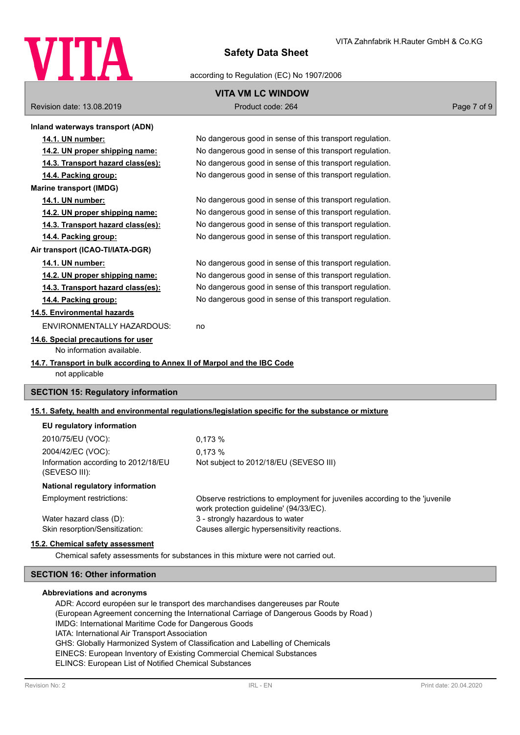**Inland waterways transport (ADN)**

| | |
|---|---|
| **14.1. UN number:** | No dangerous good in sense of this transport regulation. |
| **14.2. UN proper shipping name:** | No dangerous good in sense of this transport regulation. |
| **14.3. Transport hazard class(es):** | No dangerous good in sense of this transport regulation. |
| **14.4. Packing group:** | No dangerous good in sense of this transport regulation. |

**Marine transport (IMDG)**

| | |
|---|---|
| **14.1. UN number:** | No dangerous good in sense of this transport regulation. |
| **14.2. UN proper shipping name:** | No dangerous good in sense of this transport regulation. |
| **14.3. Transport hazard class(es):** | No dangerous good in sense of this transport regulation. |
| **14.4. Packing group:** | No dangerous good in sense of this transport regulation. |

**Air transport (ICAO-TI/IATA-DGR)**

| | |
|---|---|
| **14.1. UN number:** | No dangerous good in sense of this transport regulation. |
| **14.2. UN proper shipping name:** | No dangerous good in sense of this transport regulation. |
| **14.3. Transport hazard class(es):** | No dangerous good in sense of this transport regulation. |
| **14.4. Packing group:** | No dangerous good in sense of this transport regulation. |

**14.5. Environmental hazards**

ENVIRONMENTALLY HAZARDOUS: no

**14.6. Special precautions for user**

No information available.

**14.7. Transport in bulk according to Annex II of Marpol and the IBC Code**

not applicable

## SECTION 15: Regulatory information

**15.1. Safety, health and environmental regulations/legislation specific for the substance or mixture**

**EU regulatory information**

| | |
|---|---|
| 2010/75/EU (VOC): | 0,173 % |
| 2004/42/EC (VOC): | 0,173 % |
| Information according to 2012/18/EU (SEVESO III): | Not subject to 2012/18/EU (SEVESO III) |

**National regulatory information**

| | |
|---|---|
| Employment restrictions: | Observe restrictions to employment for juveniles according to the 'juvenile work protection guideline' (94/33/EC). |
| Water hazard class (D): | 3 - strongly hazardous to water |
| Skin resorption/Sensitization: | Causes allergic hypersensitivity reactions. |

**15.2. Chemical safety assessment**

Chemical safety assessments for substances in this mixture were not carried out.

## SECTION 16: Other information

**Abbreviations and acronyms**

ADR: Accord européen sur le transport des marchandises dangereuses par Route
(European Agreement concerning the International Carriage of Dangerous Goods by Road )
IMDG: International Maritime Code for Dangerous Goods
IATA: International Air Transport Association
GHS: Globally Harmonized System of Classification and Labelling of Chemicals
EINECS: European Inventory of Existing Commercial Chemical Substances
ELINCS: European List of Notified Chemical Substances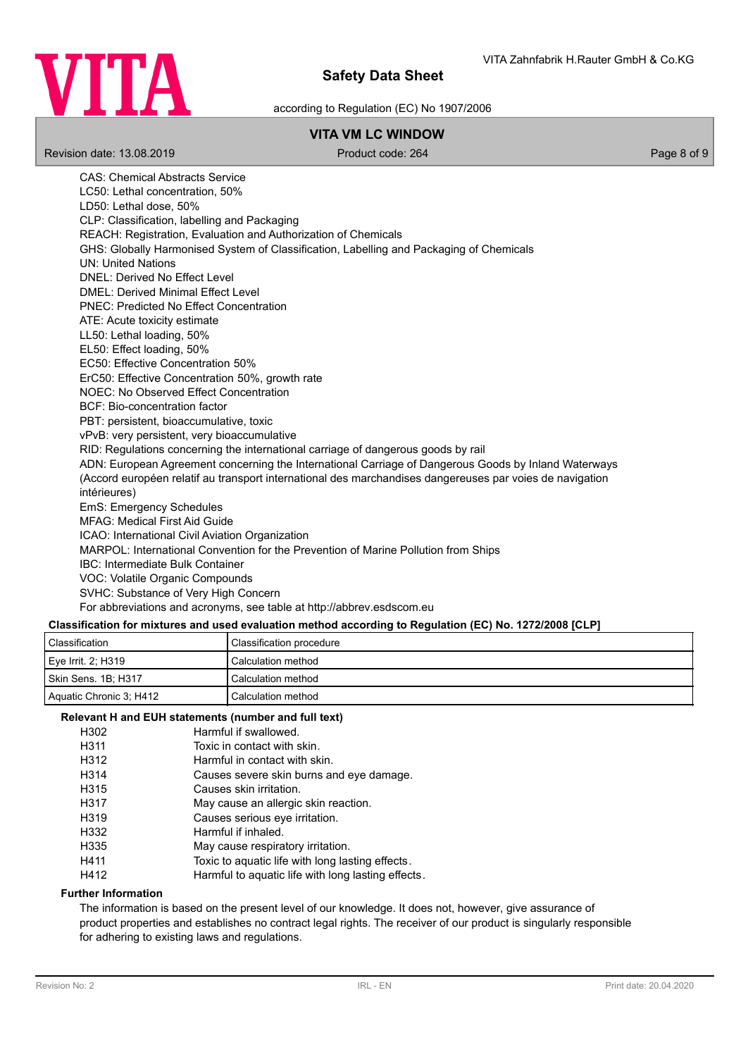CAS: Chemical Abstracts Service
LC50: Lethal concentration, 50%
LD50: Lethal dose, 50%
CLP: Classification, labelling and Packaging
REACH: Registration, Evaluation and Authorization of Chemicals
GHS: Globally Harmonised System of Classification, Labelling and Packaging of Chemicals
UN: United Nations
DNEL: Derived No Effect Level
DMEL: Derived Minimal Effect Level
PNEC: Predicted No Effect Concentration
ATE: Acute toxicity estimate
LL50: Lethal loading, 50%
EL50: Effect loading, 50%
EC50: Effective Concentration 50%
ErC50: Effective Concentration 50%, growth rate
NOEC: No Observed Effect Concentration
BCF: Bio-concentration factor
PBT: persistent, bioaccumulative, toxic
vPvB: very persistent, very bioaccumulative
RID: Regulations concerning the international carriage of dangerous goods by rail
ADN: European Agreement concerning the International Carriage of Dangerous Goods by Inland Waterways (Accord européen relatif au transport international des marchandises dangereuses par voies de navigation intérieures)
EmS: Emergency Schedules
MFAG: Medical First Aid Guide
ICAO: International Civil Aviation Organization
MARPOL: International Convention for the Prevention of Marine Pollution from Ships
IBC: Intermediate Bulk Container
VOC: Volatile Organic Compounds
SVHC: Substance of Very High Concern
For abbreviations and acronyms, see table at http://abbrev.esdscom.eu

**Classification for mixtures and used evaluation method according to Regulation (EC) No. 1272/2008 [CLP]**

| Classification | Classification procedure |
|---|---|
| Eye Irrit. 2; H319 | Calculation method |
| Skin Sens. 1B; H317 | Calculation method |
| Aquatic Chronic 3; H412 | Calculation method |

**Relevant H and EUH statements (number and full text)**

| | |
|---|---|
| H302 | Harmful if swallowed. |
| H311 | Toxic in contact with skin. |
| H312 | Harmful in contact with skin. |
| H314 | Causes severe skin burns and eye damage. |
| H315 | Causes skin irritation. |
| H317 | May cause an allergic skin reaction. |
| H319 | Causes serious eye irritation. |
| H332 | Harmful if inhaled. |
| H335 | May cause respiratory irritation. |
| H411 | Toxic to aquatic life with long lasting effects. |
| H412 | Harmful to aquatic life with long lasting effects. |

**Further Information**

The information is based on the present level of our knowledge. It does not, however, give assurance of product properties and establishes no contract legal rights. The receiver of our product is singularly responsible for adhering to existing laws and regulations.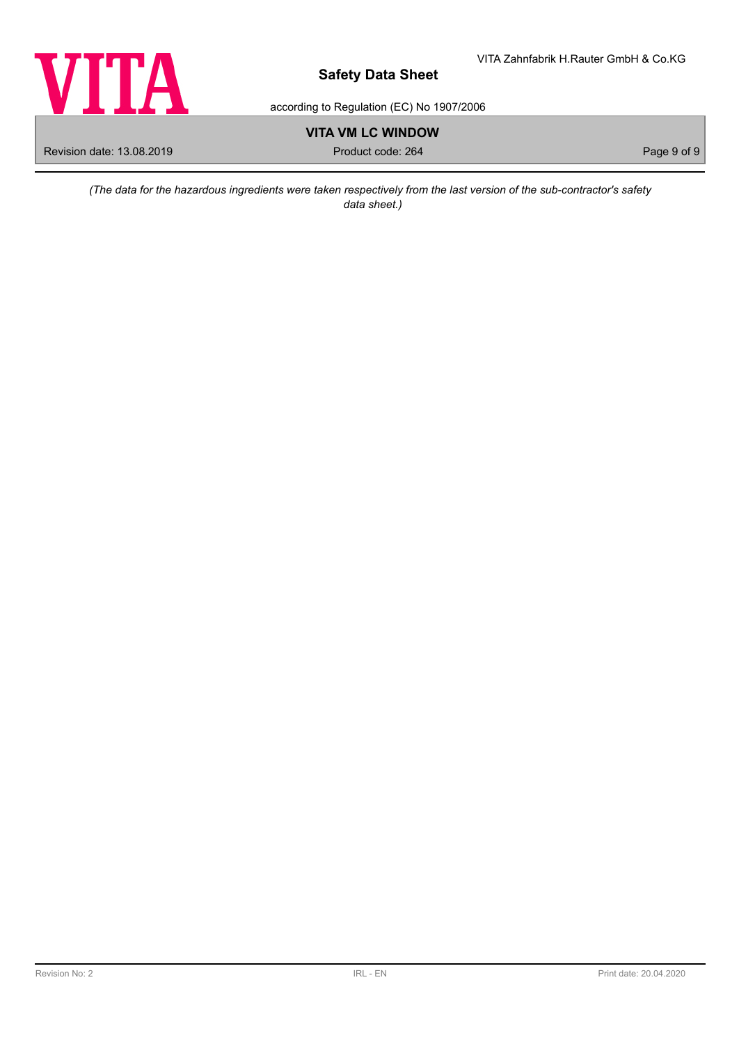*(The data for the hazardous ingredients were taken respectively from the last version of the sub-contractor's safety data sheet.)*